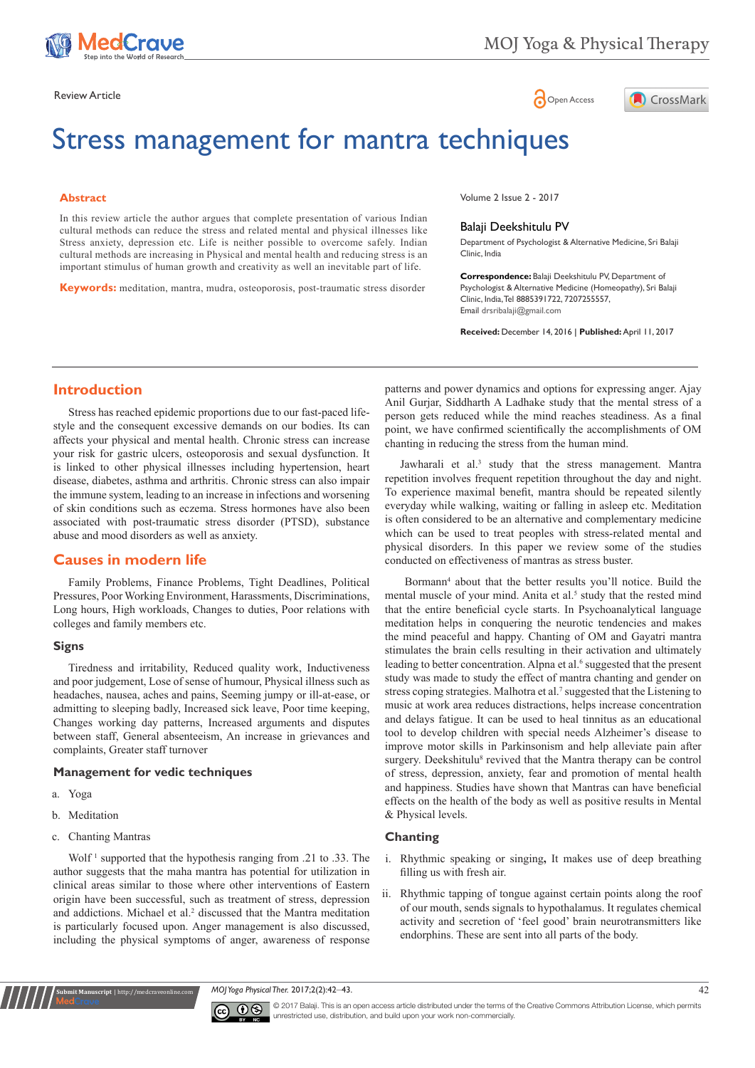Review Article

# Stress management for mantra techniques

Volume 2 Issue 2 - 2017

**Balaji Deekshitulu PV**

Department of Psychologist & Alternative Medicine, Sri Balaji Clinic, India

**Correspondence:** Balaji Deekshitulu PV, Department of Psychologist & Alternative Medicine (Homeopathy), Sri Balaji Clinic, India, Tel 8885391722, 7207255557, Email drsribalaji@gmail.com

**Received:** December 14, 2016 | **Published:** April 11, 2017

## Abstract

In this review article the author argues that complete presentation of various Indian cultural methods can reduce the stress and related mental and physical illnesses like Stress anxiety, depression etc. Life is neither possible to overcome safely. Indian cultural methods are increasing in Physical and mental health and reducing stress is an important stimulus of human growth and creativity as well an inevitable part of life.

**Keywords:** meditation, mantra, mudra, osteoporosis, post-traumatic stress disorder

## Introduction

Stress has reached epidemic proportions due to our fast-paced life-style and the consequent excessive demands on our bodies. Its can affects your physical and mental health. Chronic stress can increase your risk for gastric ulcers, osteoporosis and sexual dysfunction. It is linked to other physical illnesses including hypertension, heart disease, diabetes, asthma and arthritis. Chronic stress can also impair the immune system, leading to an increase in infections and worsening of skin conditions such as eczema. Stress hormones have also been associated with post-traumatic stress disorder (PTSD), substance abuse and mood disorders as well as anxiety.

## Causes in modern life

Family Problems, Finance Problems, Tight Deadlines, Political Pressures, Poor Working Environment, Harassments, Discriminations, Long hours, High workloads, Changes to duties, Poor relations with colleges and family members etc.

### Signs

Tiredness and irritability, Reduced quality work, Inductiveness and poor judgement, Lose of sense of humour, Physical illness such as headaches, nausea, aches and pains, Seeming jumpy or ill-at-ease, or admitting to sleeping badly, Increased sick leave, Poor time keeping, Changes working day patterns, Increased arguments and disputes between staff, General absenteeism, An increase in grievances and complaints, Greater staff turnover

### Management for vedic techniques

a. Yoga
b. Meditation
c. Chanting Mantras

Wolf [1] supported that the hypothesis ranging from .21 to .33. The author suggests that the maha mantra has potential for utilization in clinical areas similar to those where other interventions of Eastern origin have been successful, such as treatment of stress, depression and addictions. Michael et al.[2] discussed that the Mantra meditation is particularly focused upon. Anger management is also discussed, including the physical symptoms of anger, awareness of response patterns and power dynamics and options for expressing anger. Ajay Anil Gurjar, Siddharth A Ladhake study that the mental stress of a person gets reduced while the mind reaches steadiness. As a final point, we have confirmed scientifically the accomplishments of OM chanting in reducing the stress from the human mind.

Jawharali et al.[3] study that the stress management. Mantra repetition involves frequent repetition throughout the day and night. To experience maximal benefit, mantra should be repeated silently everyday while walking, waiting or falling in asleep etc. Meditation is often considered to be an alternative and complementary medicine which can be used to treat peoples with stress-related mental and physical disorders. In this paper we review some of the studies conducted on effectiveness of mantras as stress buster.

Bormann[4] about that the better results you'll notice. Build the mental muscle of your mind. Anita et al.[5] study that the rested mind that the entire beneficial cycle starts. In Psychoanalytical language meditation helps in conquering the neurotic tendencies and makes the mind peaceful and happy. Chanting of OM and Gayatri mantra stimulates the brain cells resulting in their activation and ultimately leading to better concentration. Alpna et al.[6] suggested that the present study was made to study the effect of mantra chanting and gender on stress coping strategies. Malhotra et al.[7] suggested that the Listening to music at work area reduces distractions, helps increase concentration and delays fatigue. It can be used to heal tinnitus as an educational tool to develop children with special needs Alzheimer's disease to improve motor skills in Parkinsonism and help alleviate pain after surgery. Deekshitulu[8] revived that the Mantra therapy can be control of stress, depression, anxiety, fear and promotion of mental health and happiness. Studies have shown that Mantras can have beneficial effects on the health of the body as well as positive results in Mental & Physical levels.

### Chanting

i. Rhythmic speaking or singing**,** It makes use of deep breathing filling us with fresh air.

ii. Rhythmic tapping of tongue against certain points along the roof of our mouth, sends signals to hypothalamus. It regulates chemical activity and secretion of 'feel good' brain neurotransmitters like endorphins. These are sent into all parts of the body.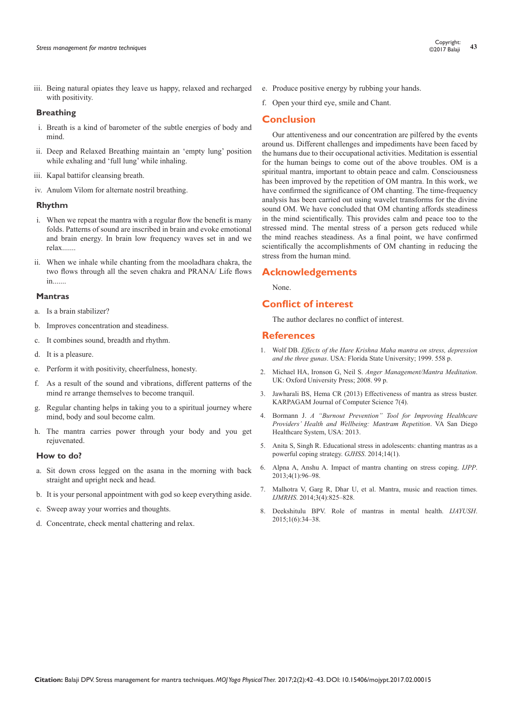iii. Being natural opiates they leave us happy, relaxed and recharged with positivity.

### Breathing

i. Breath is a kind of barometer of the subtle energies of body and mind.

ii. Deep and Relaxed Breathing maintain an 'empty lung' position while exhaling and 'full lung' while inhaling.

iii. Kapal battifor cleansing breath.

iv. Anulom Vilom for alternate nostril breathing.

### Rhythm

i. When we repeat the mantra with a regular flow the benefit is many folds. Patterns of sound are inscribed in brain and evoke emotional and brain energy. In brain low frequency waves set in and we relax.......

ii. When we inhale while chanting from the mooladhara chakra, the two flows through all the seven chakra and PRANA/ Life flows in.......

### Mantras

a. Is a brain stabilizer?

b. Improves concentration and steadiness.

c. It combines sound, breadth and rhythm.

d. It is a pleasure.

e. Perform it with positivity, cheerfulness, honesty.

f. As a result of the sound and vibrations, different patterns of the mind re arrange themselves to become tranquil.

g. Regular chanting helps in taking you to a spiritual journey where mind, body and soul become calm.

h. The mantra carries power through your body and you get rejuvenated.

### How to do?

a. Sit down cross legged on the asana in the morning with back straight and upright neck and head.

b. It is your personal appointment with god so keep everything aside.

c. Sweep away your worries and thoughts.

d. Concentrate, check mental chattering and relax.

e. Produce positive energy by rubbing your hands.

f. Open your third eye, smile and Chant.

## Conclusion

Our attentiveness and our concentration are pilfered by the events around us. Different challenges and impediments have been faced by the humans due to their occupational activities. Meditation is essential for the human beings to come out of the above troubles. OM is a spiritual mantra, important to obtain peace and calm. Consciousness has been improved by the repetition of OM mantra. In this work, we have confirmed the significance of OM chanting. The time-frequency analysis has been carried out using wavelet transforms for the divine sound OM. We have concluded that OM chanting affords steadiness in the mind scientifically. This provides calm and peace too to the stressed mind. The mental stress of a person gets reduced while the mind reaches steadiness. As a final point, we have confirmed scientifically the accomplishments of OM chanting in reducing the stress from the human mind.

## Acknowledgements

None.

## Conflict of interest

The author declares no conflict of interest.

## References

1. Wolf DB. *Effects of the Hare Krishna Maha mantra on stress, depression and the three gunas*. USA: Florida State University; 1999. 558 p.
2. Michael HA, Ironson G, Neil S. *Anger Management/Mantra Meditation*. UK: Oxford University Press; 2008. 99 p.
3. Jawharali BS, Hema CR (2013) Effectiveness of mantra as stress buster. KARPAGAM Journal of Computer Science 7(4).
4. Bormann J. *A "Burnout Prevention" Tool for Improving Healthcare Providers' Health and Wellbeing: Mantram Repetition*. VA San Diego Healthcare System, USA: 2013.
5. Anita S, Singh R. Educational stress in adolescents: chanting mantras as a powerful coping strategy. *GJHSS*. 2014;14(1).
6. Alpna A, Anshu A. Impact of mantra chanting on stress coping. *IJPP*. 2013;4(1):96–98.
7. Malhotra V, Garg R, Dhar U, et al. Mantra, music and reaction times. *IJMRHS*. 2014;3(4):825–828.
8. Deekshitulu BPV. Role of mantras in mental health. *IJAYUSH*. 2015;1(6):34–38.